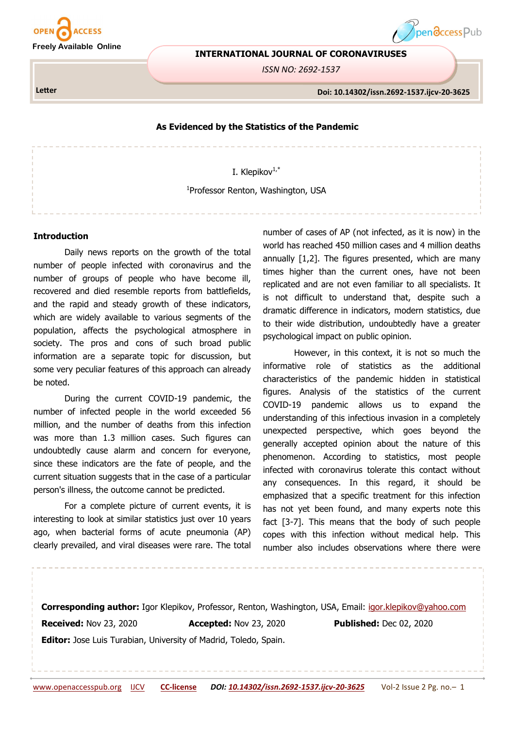Letter

# As Evidenced by the Statistics of the Pandemic

I. Klepikov[1,*]

[1]Professor Renton, Washington, USA

## Introduction

Daily news reports on the growth of the total number of people infected with coronavirus and the number of groups of people who have become ill, recovered and died resemble reports from battlefields, and the rapid and steady growth of these indicators, which are widely available to various segments of the population, affects the psychological atmosphere in society. The pros and cons of such broad public information are a separate topic for discussion, but some very peculiar features of this approach can already be noted.

During the current COVID-19 pandemic, the number of infected people in the world exceeded 56 million, and the number of deaths from this infection was more than 1.3 million cases. Such figures can undoubtedly cause alarm and concern for everyone, since these indicators are the fate of people, and the current situation suggests that in the case of a particular person's illness, the outcome cannot be predicted.

For a complete picture of current events, it is interesting to look at similar statistics just over 10 years ago, when bacterial forms of acute pneumonia (AP) clearly prevailed, and viral diseases were rare. The total number of cases of AP (not infected, as it is now) in the world has reached 450 million cases and 4 million deaths annually [1,2]. The figures presented, which are many times higher than the current ones, have not been replicated and are not even familiar to all specialists. It is not difficult to understand that, despite such a dramatic difference in indicators, modern statistics, due to their wide distribution, undoubtedly have a greater psychological impact on public opinion.

However, in this context, it is not so much the informative role of statistics as the additional characteristics of the pandemic hidden in statistical figures. Analysis of the statistics of the current COVID-19 pandemic allows us to expand the understanding of this infectious invasion in a completely unexpected perspective, which goes beyond the generally accepted opinion about the nature of this phenomenon. According to statistics, most people infected with coronavirus tolerate this contact without any consequences. In this regard, it should be emphasized that a specific treatment for this infection has not yet been found, and many experts note this fact [3-7]. This means that the body of such people copes with this infection without medical help. This number also includes observations where there were

**Corresponding author:** Igor Klepikov, Professor, Renton, Washington, USA, Email: igor.klepikov@yahoo.com

**Received:** Nov 23, 2020 **Accepted:** Nov 23, 2020 **Published:** Dec 02, 2020

**Editor:** Jose Luis Turabian, University of Madrid, Toledo, Spain.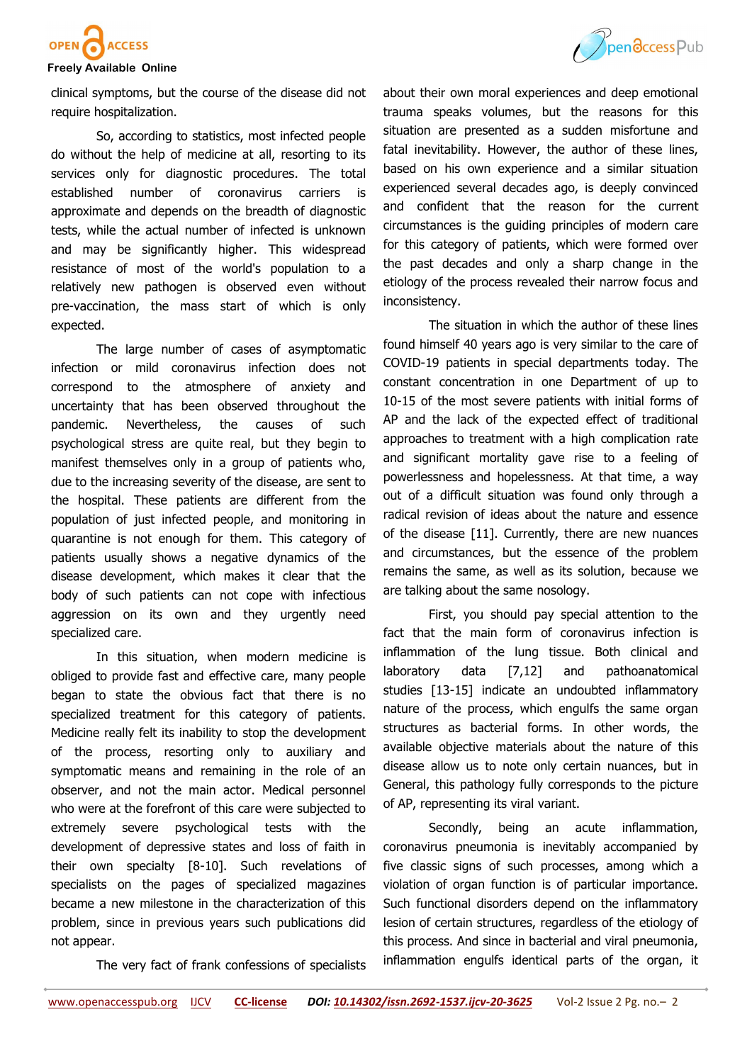clinical symptoms, but the course of the disease did not require hospitalization.

So, according to statistics, most infected people do without the help of medicine at all, resorting to its services only for diagnostic procedures. The total established number of coronavirus carriers is approximate and depends on the breadth of diagnostic tests, while the actual number of infected is unknown and may be significantly higher. This widespread resistance of most of the world's population to a relatively new pathogen is observed even without pre-vaccination, the mass start of which is only expected.

The large number of cases of asymptomatic infection or mild coronavirus infection does not correspond to the atmosphere of anxiety and uncertainty that has been observed throughout the pandemic. Nevertheless, the causes of such psychological stress are quite real, but they begin to manifest themselves only in a group of patients who, due to the increasing severity of the disease, are sent to the hospital. These patients are different from the population of just infected people, and monitoring in quarantine is not enough for them. This category of patients usually shows a negative dynamics of the disease development, which makes it clear that the body of such patients can not cope with infectious aggression on its own and they urgently need specialized care.

In this situation, when modern medicine is obliged to provide fast and effective care, many people began to state the obvious fact that there is no specialized treatment for this category of patients. Medicine really felt its inability to stop the development of the process, resorting only to auxiliary and symptomatic means and remaining in the role of an observer, and not the main actor. Medical personnel who were at the forefront of this care were subjected to extremely severe psychological tests with the development of depressive states and loss of faith in their own specialty [8-10]. Such revelations of specialists on the pages of specialized magazines became a new milestone in the characterization of this problem, since in previous years such publications did not appear.

The very fact of frank confessions of specialists about their own moral experiences and deep emotional trauma speaks volumes, but the reasons for this situation are presented as a sudden misfortune and fatal inevitability. However, the author of these lines, based on his own experience and a similar situation experienced several decades ago, is deeply convinced and confident that the reason for the current circumstances is the guiding principles of modern care for this category of patients, which were formed over the past decades and only a sharp change in the etiology of the process revealed their narrow focus and inconsistency.

The situation in which the author of these lines found himself 40 years ago is very similar to the care of COVID-19 patients in special departments today. The constant concentration in one Department of up to 10-15 of the most severe patients with initial forms of AP and the lack of the expected effect of traditional approaches to treatment with a high complication rate and significant mortality gave rise to a feeling of powerlessness and hopelessness. At that time, a way out of a difficult situation was found only through a radical revision of ideas about the nature and essence of the disease [11]. Currently, there are new nuances and circumstances, but the essence of the problem remains the same, as well as its solution, because we are talking about the same nosology.

First, you should pay special attention to the fact that the main form of coronavirus infection is inflammation of the lung tissue. Both clinical and laboratory data [7,12] and pathoanatomical studies [13-15] indicate an undoubted inflammatory nature of the process, which engulfs the same organ structures as bacterial forms. In other words, the available objective materials about the nature of this disease allow us to note only certain nuances, but in General, this pathology fully corresponds to the picture of AP, representing its viral variant.

Secondly, being an acute inflammation, coronavirus pneumonia is inevitably accompanied by five classic signs of such processes, among which a violation of organ function is of particular importance. Such functional disorders depend on the inflammatory lesion of certain structures, regardless of the etiology of this process. And since in bacterial and viral pneumonia, inflammation engulfs identical parts of the organ, it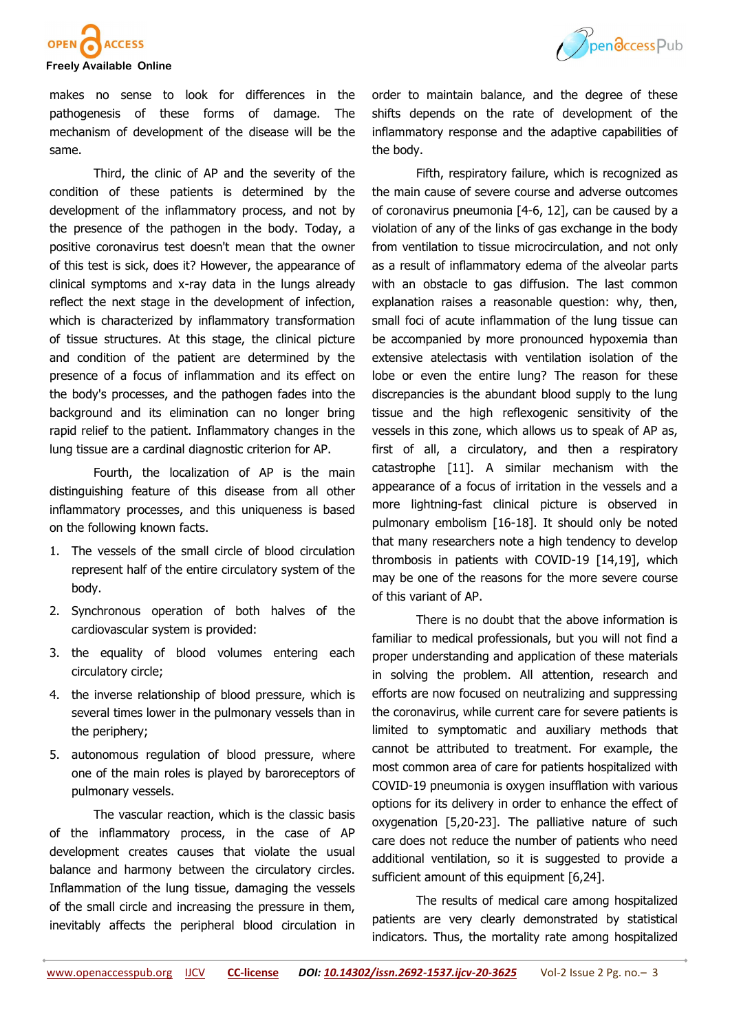makes no sense to look for differences in the pathogenesis of these forms of damage. The mechanism of development of the disease will be the same.

Third, the clinic of AP and the severity of the condition of these patients is determined by the development of the inflammatory process, and not by the presence of the pathogen in the body. Today, a positive coronavirus test doesn't mean that the owner of this test is sick, does it? However, the appearance of clinical symptoms and x-ray data in the lungs already reflect the next stage in the development of infection, which is characterized by inflammatory transformation of tissue structures. At this stage, the clinical picture and condition of the patient are determined by the presence of a focus of inflammation and its effect on the body's processes, and the pathogen fades into the background and its elimination can no longer bring rapid relief to the patient. Inflammatory changes in the lung tissue are a cardinal diagnostic criterion for AP.

Fourth, the localization of AP is the main distinguishing feature of this disease from all other inflammatory processes, and this uniqueness is based on the following known facts.

1. The vessels of the small circle of blood circulation represent half of the entire circulatory system of the body.
2. Synchronous operation of both halves of the cardiovascular system is provided:
3. the equality of blood volumes entering each circulatory circle;
4. the inverse relationship of blood pressure, which is several times lower in the pulmonary vessels than in the periphery;
5. autonomous regulation of blood pressure, where one of the main roles is played by baroreceptors of pulmonary vessels.

The vascular reaction, which is the classic basis of the inflammatory process, in the case of AP development creates causes that violate the usual balance and harmony between the circulatory circles. Inflammation of the lung tissue, damaging the vessels of the small circle and increasing the pressure in them, inevitably affects the peripheral blood circulation in order to maintain balance, and the degree of these shifts depends on the rate of development of the inflammatory response and the adaptive capabilities of the body.

Fifth, respiratory failure, which is recognized as the main cause of severe course and adverse outcomes of coronavirus pneumonia [4-6, 12], can be caused by a violation of any of the links of gas exchange in the body from ventilation to tissue microcirculation, and not only as a result of inflammatory edema of the alveolar parts with an obstacle to gas diffusion. The last common explanation raises a reasonable question: why, then, small foci of acute inflammation of the lung tissue can be accompanied by more pronounced hypoxemia than extensive atelectasis with ventilation isolation of the lobe or even the entire lung? The reason for these discrepancies is the abundant blood supply to the lung tissue and the high reflexogenic sensitivity of the vessels in this zone, which allows us to speak of AP as, first of all, a circulatory, and then a respiratory catastrophe [11]. A similar mechanism with the appearance of a focus of irritation in the vessels and a more lightning-fast clinical picture is observed in pulmonary embolism [16-18]. It should only be noted that many researchers note a high tendency to develop thrombosis in patients with COVID-19 [14,19], which may be one of the reasons for the more severe course of this variant of AP.

There is no doubt that the above information is familiar to medical professionals, but you will not find a proper understanding and application of these materials in solving the problem. All attention, research and efforts are now focused on neutralizing and suppressing the coronavirus, while current care for severe patients is limited to symptomatic and auxiliary methods that cannot be attributed to treatment. For example, the most common area of care for patients hospitalized with COVID-19 pneumonia is oxygen insufflation with various options for its delivery in order to enhance the effect of oxygenation [5,20-23]. The palliative nature of such care does not reduce the number of patients who need additional ventilation, so it is suggested to provide a sufficient amount of this equipment [6,24].

The results of medical care among hospitalized patients are very clearly demonstrated by statistical indicators. Thus, the mortality rate among hospitalized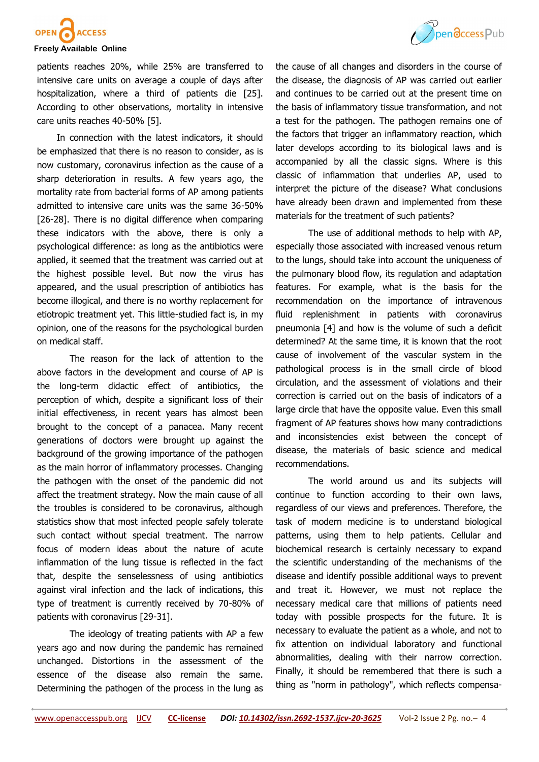patients reaches 20%, while 25% are transferred to intensive care units on average a couple of days after hospitalization, where a third of patients die [25]. According to other observations, mortality in intensive care units reaches 40-50% [5].

In connection with the latest indicators, it should be emphasized that there is no reason to consider, as is now customary, coronavirus infection as the cause of a sharp deterioration in results. A few years ago, the mortality rate from bacterial forms of AP among patients admitted to intensive care units was the same 36-50% [26-28]. There is no digital difference when comparing these indicators with the above, there is only a psychological difference: as long as the antibiotics were applied, it seemed that the treatment was carried out at the highest possible level. But now the virus has appeared, and the usual prescription of antibiotics has become illogical, and there is no worthy replacement for etiotropic treatment yet. This little-studied fact is, in my opinion, one of the reasons for the psychological burden on medical staff.

The reason for the lack of attention to the above factors in the development and course of AP is the long-term didactic effect of antibiotics, the perception of which, despite a significant loss of their initial effectiveness, in recent years has almost been brought to the concept of a panacea. Many recent generations of doctors were brought up against the background of the growing importance of the pathogen as the main horror of inflammatory processes. Changing the pathogen with the onset of the pandemic did not affect the treatment strategy. Now the main cause of all the troubles is considered to be coronavirus, although statistics show that most infected people safely tolerate such contact without special treatment. The narrow focus of modern ideas about the nature of acute inflammation of the lung tissue is reflected in the fact that, despite the senselessness of using antibiotics against viral infection and the lack of indications, this type of treatment is currently received by 70-80% of patients with coronavirus [29-31].

The ideology of treating patients with AP a few years ago and now during the pandemic has remained unchanged. Distortions in the assessment of the essence of the disease also remain the same. Determining the pathogen of the process in the lung as the cause of all changes and disorders in the course of the disease, the diagnosis of AP was carried out earlier and continues to be carried out at the present time on the basis of inflammatory tissue transformation, and not a test for the pathogen. The pathogen remains one of the factors that trigger an inflammatory reaction, which later develops according to its biological laws and is accompanied by all the classic signs. Where is this classic of inflammation that underlies AP, used to interpret the picture of the disease? What conclusions have already been drawn and implemented from these materials for the treatment of such patients?

The use of additional methods to help with AP, especially those associated with increased venous return to the lungs, should take into account the uniqueness of the pulmonary blood flow, its regulation and adaptation features. For example, what is the basis for the recommendation on the importance of intravenous fluid replenishment in patients with coronavirus pneumonia [4] and how is the volume of such a deficit determined? At the same time, it is known that the root cause of involvement of the vascular system in the pathological process is in the small circle of blood circulation, and the assessment of violations and their correction is carried out on the basis of indicators of a large circle that have the opposite value. Even this small fragment of AP features shows how many contradictions and inconsistencies exist between the concept of disease, the materials of basic science and medical recommendations.

The world around us and its subjects will continue to function according to their own laws, regardless of our views and preferences. Therefore, the task of modern medicine is to understand biological patterns, using them to help patients. Cellular and biochemical research is certainly necessary to expand the scientific understanding of the mechanisms of the disease and identify possible additional ways to prevent and treat it. However, we must not replace the necessary medical care that millions of patients need today with possible prospects for the future. It is necessary to evaluate the patient as a whole, and not to fix attention on individual laboratory and functional abnormalities, dealing with their narrow correction. Finally, it should be remembered that there is such a thing as "norm in pathology", which reflects compensa-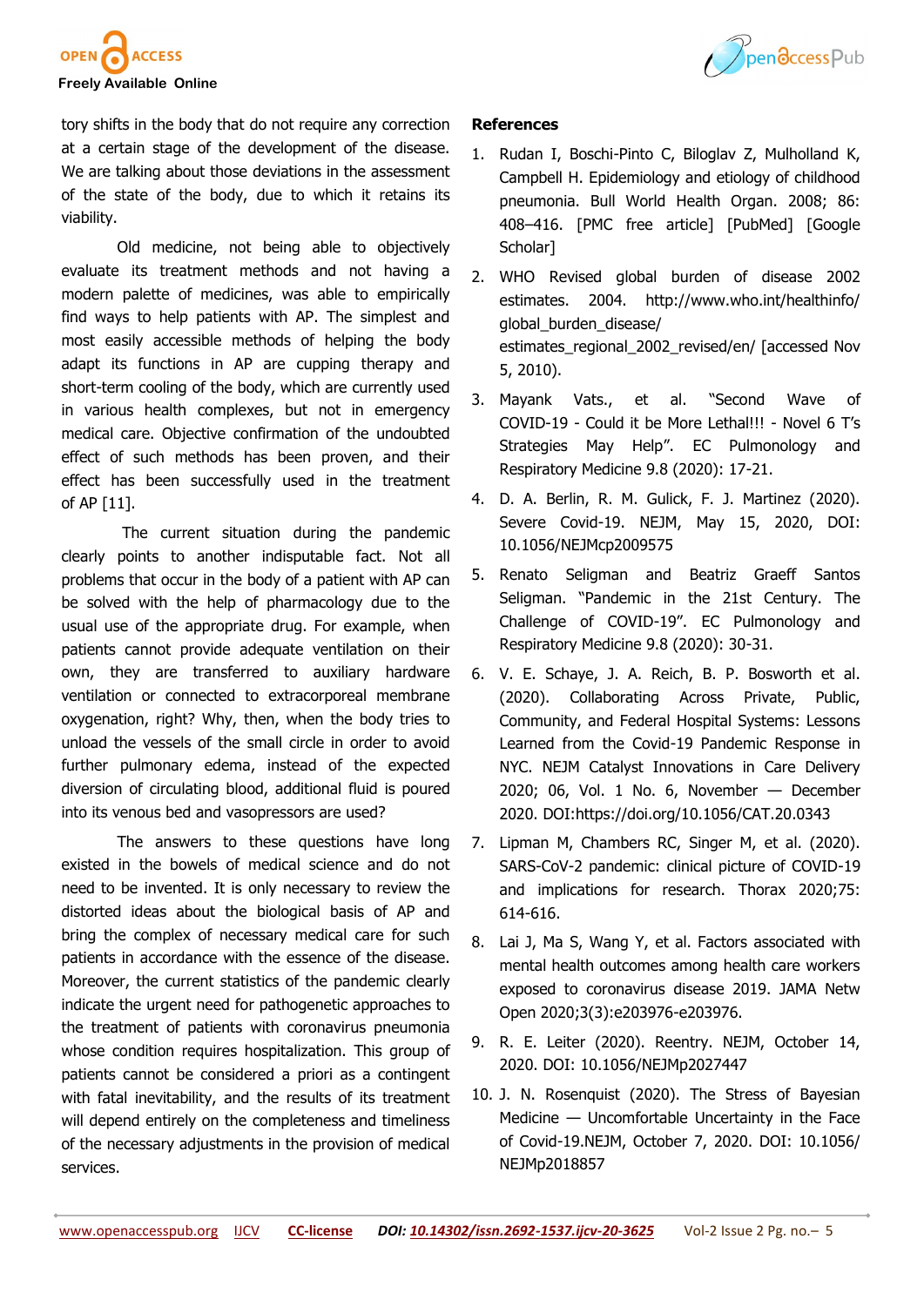tory shifts in the body that do not require any correction at a certain stage of the development of the disease. We are talking about those deviations in the assessment of the state of the body, due to which it retains its viability.

Old medicine, not being able to objectively evaluate its treatment methods and not having a modern palette of medicines, was able to empirically find ways to help patients with AP. The simplest and most easily accessible methods of helping the body adapt its functions in AP are cupping therapy and short-term cooling of the body, which are currently used in various health complexes, but not in emergency medical care. Objective confirmation of the undoubted effect of such methods has been proven, and their effect has been successfully used in the treatment of AP [11].

The current situation during the pandemic clearly points to another indisputable fact. Not all problems that occur in the body of a patient with AP can be solved with the help of pharmacology due to the usual use of the appropriate drug. For example, when patients cannot provide adequate ventilation on their own, they are transferred to auxiliary hardware ventilation or connected to extracorporeal membrane oxygenation, right? Why, then, when the body tries to unload the vessels of the small circle in order to avoid further pulmonary edema, instead of the expected diversion of circulating blood, additional fluid is poured into its venous bed and vasopressors are used?

The answers to these questions have long existed in the bowels of medical science and do not need to be invented. It is only necessary to review the distorted ideas about the biological basis of AP and bring the complex of necessary medical care for such patients in accordance with the essence of the disease. Moreover, the current statistics of the pandemic clearly indicate the urgent need for pathogenetic approaches to the treatment of patients with coronavirus pneumonia whose condition requires hospitalization. This group of patients cannot be considered a priori as a contingent with fatal inevitability, and the results of its treatment will depend entirely on the completeness and timeliness of the necessary adjustments in the provision of medical services.

## References

1. Rudan I, Boschi-Pinto C, Biloglav Z, Mulholland K, Campbell H. Epidemiology and etiology of childhood pneumonia. Bull World Health Organ. 2008; 86: 408–416. [PMC free article] [PubMed] [Google Scholar]
2. WHO Revised global burden of disease 2002 estimates. 2004. http://www.who.int/healthinfo/global_burden_disease/estimates_regional_2002_revised/en/ [accessed Nov 5, 2010).
3. Mayank Vats., et al. "Second Wave of COVID-19 - Could it be More Lethal!!! - Novel 6 T's Strategies May Help". EC Pulmonology and Respiratory Medicine 9.8 (2020): 17-21.
4. D. A. Berlin, R. M. Gulick, F. J. Martinez (2020). Severe Covid-19. NEJM, May 15, 2020, DOI: 10.1056/NEJMcp2009575
5. Renato Seligman and Beatriz Graeff Santos Seligman. "Pandemic in the 21st Century. The Challenge of COVID-19". EC Pulmonology and Respiratory Medicine 9.8 (2020): 30-31.
6. V. E. Schaye, J. A. Reich, B. P. Bosworth et al. (2020). Collaborating Across Private, Public, Community, and Federal Hospital Systems: Lessons Learned from the Covid-19 Pandemic Response in NYC. NEJM Catalyst Innovations in Care Delivery 2020; 06, Vol. 1 No. 6, November — December 2020. DOI:https://doi.org/10.1056/CAT.20.0343
7. Lipman M, Chambers RC, Singer M, et al. (2020). SARS-CoV-2 pandemic: clinical picture of COVID-19 and implications for research. Thorax 2020;75: 614-616.
8. Lai J, Ma S, Wang Y, et al. Factors associated with mental health outcomes among health care workers exposed to coronavirus disease 2019. JAMA Netw Open 2020;3(3):e203976-e203976.
9. R. E. Leiter (2020). Reentry. NEJM, October 14, 2020. DOI: 10.1056/NEJMp2027447
10. J. N. Rosenquist (2020). The Stress of Bayesian Medicine — Uncomfortable Uncertainty in the Face of Covid-19.NEJM, October 7, 2020. DOI: 10.1056/NEJMp2018857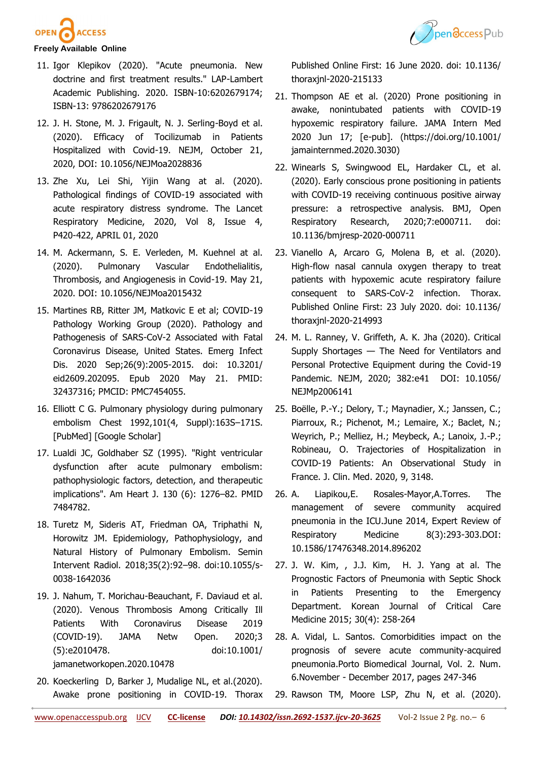11. Igor Klepikov (2020). "Acute pneumonia. New doctrine and first treatment results." LAP-Lambert Academic Publishing. 2020. ISBN-10:6202679174; ISBN-13: 9786202679176

12. J. H. Stone, M. J. Frigault, N. J. Serling-Boyd et al. (2020). Efficacy of Tocilizumab in Patients Hospitalized with Covid-19. NEJM, October 21, 2020, DOI: 10.1056/NEJMoa2028836

13. Zhe Xu, Lei Shi, Yijin Wang at al. (2020). Pathological findings of COVID-19 associated with acute respiratory distress syndrome. The Lancet Respiratory Medicine, 2020, Vol 8, Issue 4, P420-422, APRIL 01, 2020

14. M. Ackermann, S. E. Verleden, M. Kuehnel at al. (2020). Pulmonary Vascular Endothelialitis, Thrombosis, and Angiogenesis in Covid-19. May 21, 2020. DOI: 10.1056/NEJMoa2015432

15. Martines RB, Ritter JM, Matkovic E et al; COVID-19 Pathology Working Group (2020). Pathology and Pathogenesis of SARS-CoV-2 Associated with Fatal Coronavirus Disease, United States. Emerg Infect Dis. 2020 Sep;26(9):2005-2015. doi: 10.3201/eid2609.202095. Epub 2020 May 21. PMID: 32437316; PMCID: PMC7454055.

16. Elliott C G. Pulmonary physiology during pulmonary embolism Chest 1992,101(4, Suppl):163S–171S. [PubMed] [Google Scholar]

17. Lualdi JC, Goldhaber SZ (1995). "Right ventricular dysfunction after acute pulmonary embolism: pathophysiologic factors, detection, and therapeutic implications". Am Heart J. 130 (6): 1276–82. PMID 7484782.

18. Turetz M, Sideris AT, Friedman OA, Triphathi N, Horowitz JM. Epidemiology, Pathophysiology, and Natural History of Pulmonary Embolism. Semin Intervent Radiol. 2018;35(2):92–98. doi:10.1055/s-0038-1642036

19. J. Nahum, T. Morichau-Beauchant, F. Daviaud et al. (2020). Venous Thrombosis Among Critically Ill Patients With Coronavirus Disease 2019 (COVID-19). JAMA Netw Open. 2020;3(5):e2010478. doi:10.1001/jamanetworkopen.2020.10478

20. Koeckerling D, Barker J, Mudalige NL, et al.(2020). Awake prone positioning in COVID-19. Thorax Published Online First: 16 June 2020. doi: 10.1136/thoraxjnl-2020-215133

21. Thompson AE et al. (2020) Prone positioning in awake, nonintubated patients with COVID-19 hypoxemic respiratory failure. JAMA Intern Med 2020 Jun 17; [e-pub]. (https://doi.org/10.1001/jamainternmed.2020.3030)

22. Winearls S, Swingwood EL, Hardaker CL, et al. (2020). Early conscious prone positioning in patients with COVID-19 receiving continuous positive airway pressure: a retrospective analysis. BMJ, Open Respiratory Research, 2020;7:e000711. doi: 10.1136/bmjresp-2020-000711

23. Vianello A, Arcaro G, Molena B, et al. (2020). High-flow nasal cannula oxygen therapy to treat patients with hypoxemic acute respiratory failure consequent to SARS-CoV-2 infection. Thorax. Published Online First: 23 July 2020. doi: 10.1136/thoraxjnl-2020-214993

24. M. L. Ranney, V. Griffeth, A. K. Jha (2020). Critical Supply Shortages — The Need for Ventilators and Personal Protective Equipment during the Covid-19 Pandemic. NEJM, 2020; 382:e41 DOI: 10.1056/NEJMp2006141

25. Boëlle, P.-Y.; Delory, T.; Maynadier, X.; Janssen, C.; Piarroux, R.; Pichenot, M.; Lemaire, X.; Baclet, N.; Weyrich, P.; Melliez, H.; Meybeck, A.; Lanoix, J.-P.; Robineau, O. Trajectories of Hospitalization in COVID-19 Patients: An Observational Study in France. J. Clin. Med. 2020, 9, 3148.

26. A. Liapikou,E. Rosales-Mayor,A.Torres. The management of severe community acquired pneumonia in the ICU.June 2014, Expert Review of Respiratory Medicine 8(3):293-303.DOI: 10.1586/17476348.2014.896202

27. J. W. Kim, , J.J. Kim, H. J. Yang at al. The Prognostic Factors of Pneumonia with Septic Shock in Patients Presenting to the Emergency Department. Korean Journal of Critical Care Medicine 2015; 30(4): 258-264

28. A. Vidal, L. Santos. Comorbidities impact on the prognosis of severe acute community-acquired pneumonia.Porto Biomedical Journal, Vol. 2. Num. 6.November - December 2017, pages 247-346

29. Rawson TM, Moore LSP, Zhu N, et al. (2020).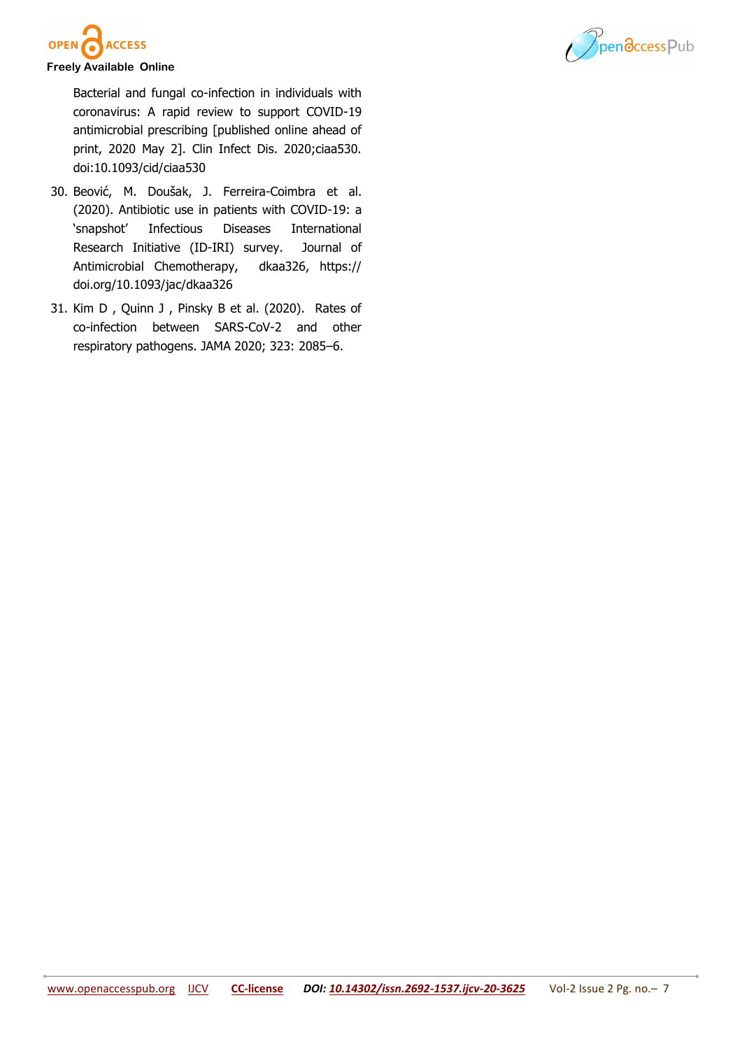Bacterial and fungal co-infection in individuals with coronavirus: A rapid review to support COVID-19 antimicrobial prescribing [published online ahead of print, 2020 May 2]. Clin Infect Dis. 2020;ciaa530. doi:10.1093/cid/ciaa530

30. Beović, M. Doušak, J. Ferreira-Coimbra et al. (2020). Antibiotic use in patients with COVID-19: a 'snapshot' Infectious Diseases International Research Initiative (ID-IRI) survey. Journal of Antimicrobial Chemotherapy, dkaa326, https://doi.org/10.1093/jac/dkaa326

31. Kim D , Quinn J , Pinsky B et al. (2020). Rates of co-infection between SARS-CoV-2 and other respiratory pathogens. JAMA 2020; 323: 2085–6.